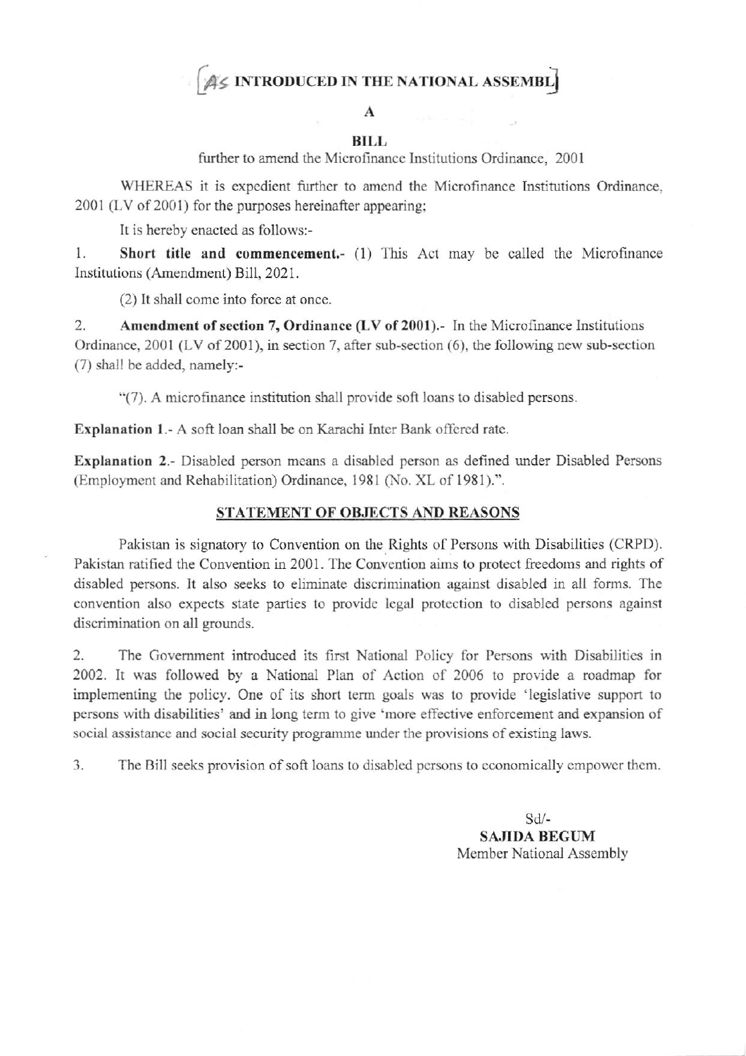# AS INTRODUCED IN THE NATIONAL ASSEMBLY

## A

## BILL

further to amend the Microfinance Institutions Ordinance, 2001

WHEREAS it is expedient further to amend the Microfinance Institutions Ordinance, 2001 (LV of 2001) for the purposes hereinafter appearing;

It is hereby enacted as follows:-

1. **Short title and commencement.**- (1) This Act may be called the Microfinance Institutions (Amendment) Bill, 2021.

(2) It shall come into force at once.

2. **Amendment of section 7, Ordinance (LV of 2001).**- In the Microfinance Institutions Ordinance, 2001 (LV of 2001), in section 7, after sub-section (6), the following new sub-section (7) shall be added, namely:-

"(7). A microfinance institution shall provide soft loans to disabled persons.

**Explanation 1**.- A soft loan shall be on Karachi Inter Bank offered rate.

**Explanation 2**.- Disabled person means a disabled person as defined under Disabled Persons (Employment and Rehabilitation) Ordinance, 1981 (No. XL of 1981).".

## STATEMENT OF OBJECTS AND REASONS

Pakistan is signatory to Convention on the Rights of Persons with Disabilities (CRPD). Pakistan ratified the Convention in 2001. The Convention aims to protect freedoms and rights of disabled persons. It also seeks to eliminate discrimination against disabled in all forms. The convention also expects state parties to provide legal protection to disabled persons against discrimination on all grounds.

2. The Government introduced its first National Policy for Persons with Disabilities in 2002. It was followed by a National Plan of Action of 2006 to provide a roadmap for implementing the policy. One of its short term goals was to provide 'legislative support to persons with disabilities' and in long term to give 'more effective enforcement and expansion of social assistance and social security programme under the provisions of existing laws.

3. The Bill seeks provision of soft loans to disabled persons to economically empower them.

Sd/-
**SAJIDA BEGUM**
Member National Assembly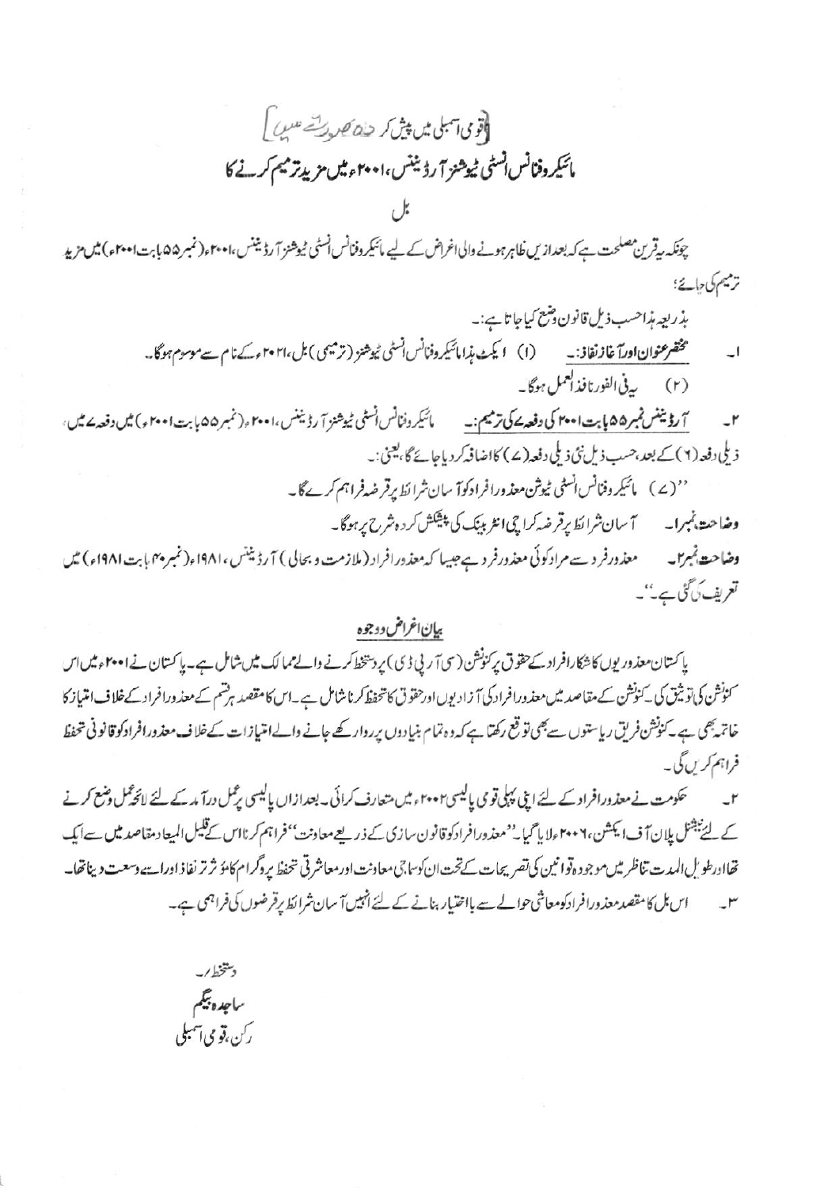[قومی اسمبلی میں پیش کرده صورت میں]

# مائیکروفنانس انسٹی ٹیوشنز آرڈیننس، ۲۰۰۱ء میں مزید ترمیم کرنے کا

## بل

چونکہ یہ قرین مصلحت ہے کہ بعدازیں ظاہر ہونے والی اغراض کے لیے مائیکروفنانس انسٹی ٹیوشنز آرڈیننس، ۲۰۰۱ء (نمبر ۵۵ بابت ۲۰۰۱ء) میں مزید ترمیم کی جائے؛

بذریعہ ہذا حسب ذیل قانون وضع کیا جاتا ہے:۔

۱۔ **مختصر عنوان اور آغاز نفاذ:۔** (۱) ایکٹ ہذا مائیکروفنانس انسٹی ٹیوشنز (ترمیمی) بل، ۲۰۲۱ء کے نام سے موسوم ہوگا۔

(۲) یہ فی الفور نافذ العمل ہوگا۔

۲۔ **آرڈیننس نمبر ۵۵ بابت ۲۰۰۱ کی دفعہ ۷ کی ترمیم:۔** مائیکروفنانس انسٹی ٹیوشنز آرڈیننس، ۲۰۰۱ء (نمبر ۵۵ بابت ۲۰۰۱ء) میں دفعہ ۷ میں، ذیلی دفعہ (۶) کے بعد، حسب ذیل نئی ذیلی دفعہ (۷) کا اضافہ کر دیا جائے گا، یعنی:۔

"(۷) مائیکروفنانس انسٹی ٹیوشن معذور افراد کو آسان شرائط پر قرضہ فراہم کرے گا۔

**وضاحت نمبر ۱۔** آسان شرائط پر قرضہ کراچی انٹر بینک کی پیشکش کردہ شرح پر ہوگا۔

**وضاحت نمبر ۲۔** معذور فرد سے مراد کوئی معذور فرد ہے جیسا کہ معذور افراد (ملازمت و بحالی) آرڈیننس، ۱۹۸۱ء (نمبر ۴۰ بابت ۱۹۸۱ء) میں تعریف کی گئی ہے۔"۔

## بیان اغراض ووجوہ

پاکستان معذوریوں کا شکار افراد کے حقوق پر کنونشن (سی آر پی ڈی) پر دستخط کرنے والے ممالک میں شامل ہے۔ پاکستان نے ۲۰۱۱ء میں اس کنونشن کی توثیق کی۔ کنونشن کے مقاصد میں معذور افراد کی آزادیوں اور حقوق کا تحفظ کرنا شامل ہے۔ اس کا مقصد ہر قسم کے معذور افراد کے خلاف امتیاز کا خاتمہ بھی ہے۔ کنونشن فریق ریاستوں سے بھی توقع رکھتا ہے کہ وہ تمام بنیادوں پر روا رکھے جانے والے امتیازات کے خلاف معذور افراد کو قانونی تحفظ فراہم کریں گی۔

۲۔ حکومت نے معذور افراد کے لئے اپنی پہلی قومی پالیسی ۲۰۰۲ء میں متعارف کرائی۔ بعدازاں پالیسی پر عمل درآمد کے لئے لائحہ عمل وضع کرنے کے لئے نیشنل پلان آف ایکشن، ۲۰۰۶ء لایا گیا۔ "معذور افراد کو قانون سازی کے ذریعے معاونت" فراہم کرنا اس کے قلیل المیعاد مقاصد میں سے ایک تھا اور طویل المدت تناظر میں موجودہ قوانین کی تصریحات کے تحت ان کو سماجی معاونت اور معاشرتی تحفظ پروگرام کا موثر تر نفاذ اور اسے وسعت دینا تھا۔

۳۔ اس بل کا مقصد معذور افراد کو معاشی حوالے سے بااختیار بنانے کے لئے انہیں آسان شرائط پر قرضوں کی فراہمی ہے۔

دستخط/۔
ساجدہ بیگم
رکن، قومی اسمبلی